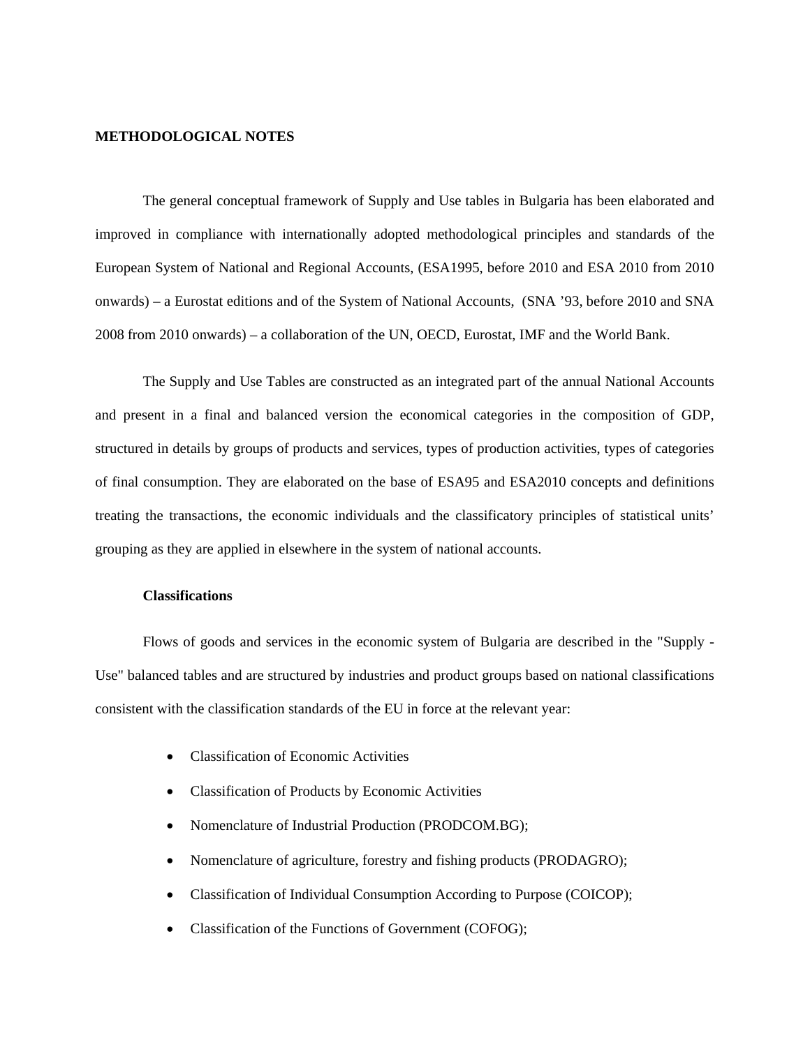**METHODOLOGICAL NOTES**

The general conceptual framework of Supply and Use tables in Bulgaria has been elaborated and improved in compliance with internationally adopted methodological principles and standards of the European System of National and Regional Accounts, (ESA1995, before 2010 and ESA 2010 from 2010 onwards) – a Eurostat editions and of the System of National Accounts, (SNA '93, before 2010 and SNA 2008 from 2010 onwards) – a collaboration of the UN, OECD, Eurostat, IMF and the World Bank.

The Supply and Use Tables are constructed as an integrated part of the annual National Accounts and present in a final and balanced version the economical categories in the composition of GDP, structured in details by groups of products and services, types of production activities, types of categories of final consumption. They are elaborated on the base of ESA95 and ESA2010 concepts and definitions treating the transactions, the economic individuals and the classificatory principles of statistical units' grouping as they are applied in elsewhere in the system of national accounts.

**Classifications**

Flows of goods and services in the economic system of Bulgaria are described in the "Supply - Use" balanced tables and are structured by industries and product groups based on national classifications consistent with the classification standards of the EU in force at the relevant year:

- Classification of Economic Activities
- Classification of Products by Economic Activities
- Nomenclature of Industrial Production (PRODCOM.BG);
- Nomenclature of agriculture, forestry and fishing products (PRODAGRO);
- Classification of Individual Consumption According to Purpose (COICOP);
- Classification of the Functions of Government (COFOG);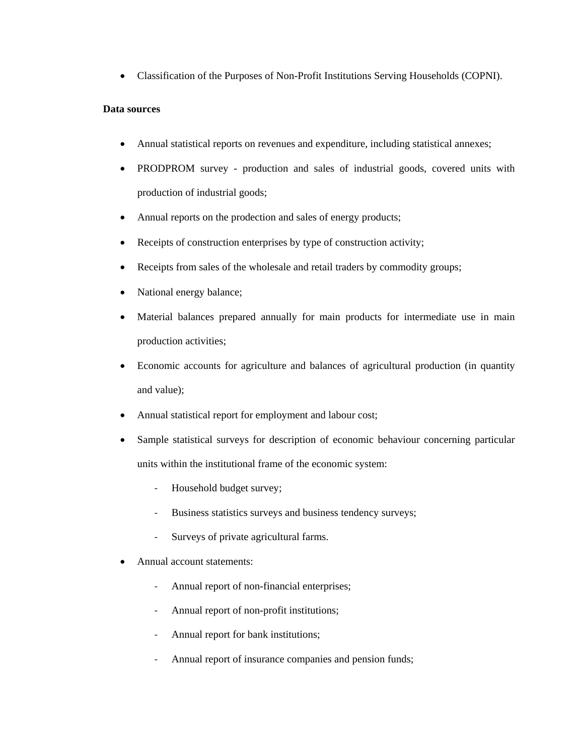- Classification of the Purposes of Non-Profit Institutions Serving Households (COPNI).

**Data sources**

- Annual statistical reports on revenues and expenditure, including statistical annexes;
- PRODPROM survey - production and sales of industrial goods, covered units with production of industrial goods;
- Annual reports on the prodection and sales of energy products;
- Receipts of construction enterprises by type of construction activity;
- Receipts from sales of the wholesale and retail traders by commodity groups;
- National energy balance;
- Material balances prepared annually for main products for intermediate use in main production activities;
- Economic accounts for agriculture and balances of agricultural production (in quantity and value);
- Annual statistical report for employment and labour cost;
- Sample statistical surveys for description of economic behaviour concerning particular units within the institutional frame of the economic system:
    - Household budget survey;
    - Business statistics surveys and business tendency surveys;
    - Surveys of private agricultural farms.
- Annual account statements:
    - Annual report of non-financial enterprises;
    - Annual report of non-profit institutions;
    - Annual report for bank institutions;
    - Annual report of insurance companies and pension funds;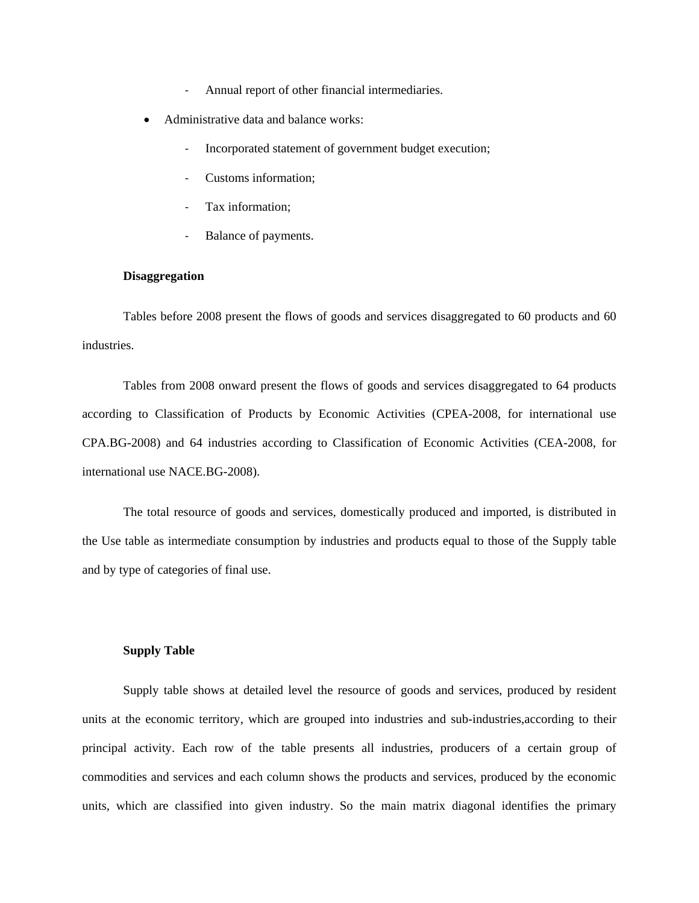- Annual report of other financial intermediaries.

- Administrative data and balance works:
  - Incorporated statement of government budget execution;
  - Customs information;
  - Tax information;
  - Balance of payments.

**Disaggregation**

Tables before 2008 present the flows of goods and services disaggregated to 60 products and 60 industries.

Tables from 2008 onward present the flows of goods and services disaggregated to 64 products according to Classification of Products by Economic Activities (CPEA-2008, for international use CPA.BG-2008) and 64 industries according to Classification of Economic Activities (CEA-2008, for international use NACE.BG-2008).

The total resource of goods and services, domestically produced and imported, is distributed in the Use table as intermediate consumption by industries and products equal to those of the Supply table and by type of categories of final use.

**Supply Table**

Supply table shows at detailed level the resource of goods and services, produced by resident units at the economic territory, which are grouped into industries and sub-industries,according to their principal activity. Each row of the table presents all industries, producers of a certain group of commodities and services and each column shows the products and services, produced by the economic units, which are classified into given industry. So the main matrix diagonal identifies the primary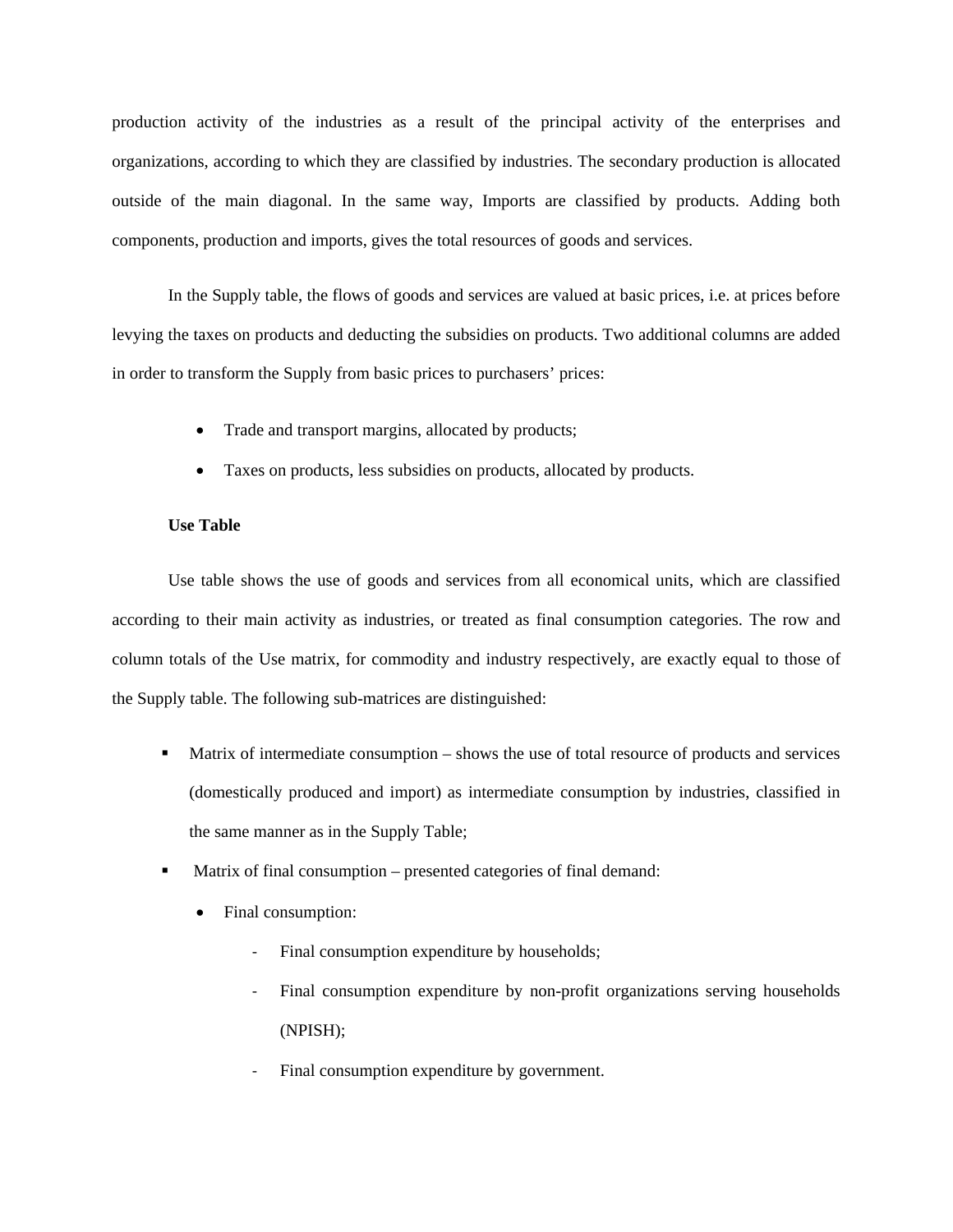production activity of the industries as a result of the principal activity of the enterprises and organizations, according to which they are classified by industries. The secondary production is allocated outside of the main diagonal. In the same way, Imports are classified by products. Adding both components, production and imports, gives the total resources of goods and services.

In the Supply table, the flows of goods and services are valued at basic prices, i.e. at prices before levying the taxes on products and deducting the subsidies on products. Two additional columns are added in order to transform the Supply from basic prices to purchasers' prices:

- Trade and transport margins, allocated by products;
- Taxes on products, less subsidies on products, allocated by products.

**Use Table**

Use table shows the use of goods and services from all economical units, which are classified according to their main activity as industries, or treated as final consumption categories. The row and column totals of the Use matrix, for commodity and industry respectively, are exactly equal to those of the Supply table. The following sub-matrices are distinguished:

- Matrix of intermediate consumption – shows the use of total resource of products and services (domestically produced and import) as intermediate consumption by industries, classified in the same manner as in the Supply Table;
- Matrix of final consumption – presented categories of final demand:
  - Final consumption:
    - Final consumption expenditure by households;
    - Final consumption expenditure by non-profit organizations serving households (NPISH);
    - Final consumption expenditure by government.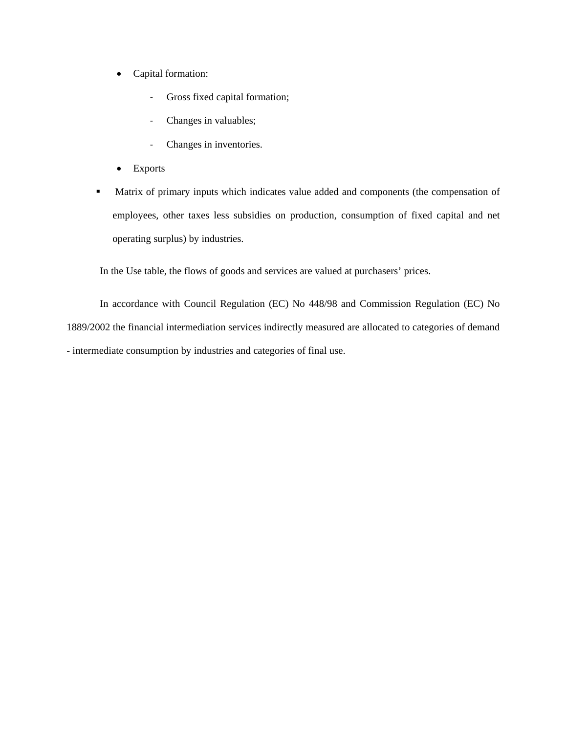- Capital formation:
    - Gross fixed capital formation;
    - Changes in valuables;
    - Changes in inventories.
- Exports

▪ Matrix of primary inputs which indicates value added and components (the compensation of employees, other taxes less subsidies on production, consumption of fixed capital and net operating surplus) by industries.

In the Use table, the flows of goods and services are valued at purchasers' prices.

In accordance with Council Regulation (EC) No 448/98 and Commission Regulation (EC) No 1889/2002 the financial intermediation services indirectly measured are allocated to categories of demand - intermediate consumption by industries and categories of final use.